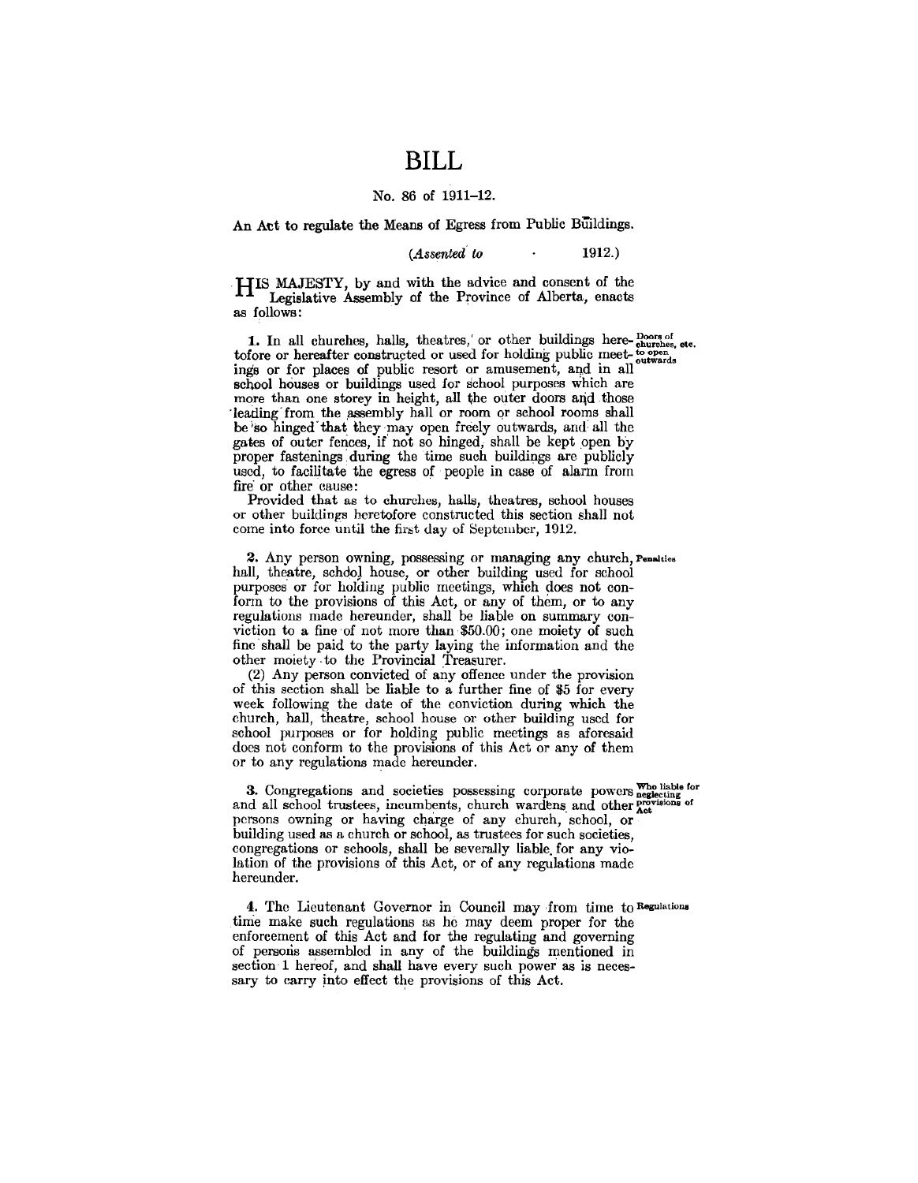# BILL

No. 86 of 1911–12.

An Act to regulate the Means of Egress from Public Buildings.

(*Assented to* . 1912.)

HIS MAJESTY, by and with the advice and consent of the Legislative Assembly of the Province of Alberta, enacts as follows:

**1.** In all churches, halls, theatres, or other buildings heretofore or hereafter constructed or used for holding public meetings or for places of public resort or amusement, and in all school houses or buildings used for school purposes which are more than one storey in height, all the outer doors and those leading from the assembly hall or room or school rooms shall be so hinged that they may open freely outwards, and all the gates of outer fences, if not so hinged, shall be kept open by proper fastenings during the time such buildings are publicly used, to facilitate the egress of people in case of alarm from fire or other cause: *Doors of churches, etc. to open outwards*

Provided that as to churches, halls, theatres, school houses or other buildings heretofore constructed this section shall not come into force until the first day of September, 1912.

**2.** Any person owning, possessing or managing any church, hall, theatre, school house, or other building used for school purposes or for holding public meetings, which does not conform to the provisions of this Act, or any of them, or to any regulations made hereunder, shall be liable on summary conviction to a fine of not more than $50.00; one moiety of such fine shall be paid to the party laying the information and the other moiety to the Provincial Treasurer. *Penalties*

(2) Any person convicted of any offence under the provision of this section shall be liable to a further fine of $5 for every week following the date of the conviction during which the church, hall, theatre, school house or other building used for school purposes or for holding public meetings as aforesaid does not conform to the provisions of this Act or any of them or to any regulations made hereunder.

**3.** Congregations and societies possessing corporate powers and all school trustees, incumbents, church wardens and other persons owning or having charge of any church, school, or building used as a church or school, as trustees for such societies, congregations or schools, shall be severally liable for any violation of the provisions of this Act, or of any regulations made hereunder. *Who liable for neglecting provisions of Act*

**4.** The Lieutenant Governor in Council may from time to time make such regulations as he may deem proper for the enforcement of this Act and for the regulating and governing of persons assembled in any of the buildings mentioned in section 1 hereof, and shall have every such power as is necessary to carry into effect the provisions of this Act. *Regulations*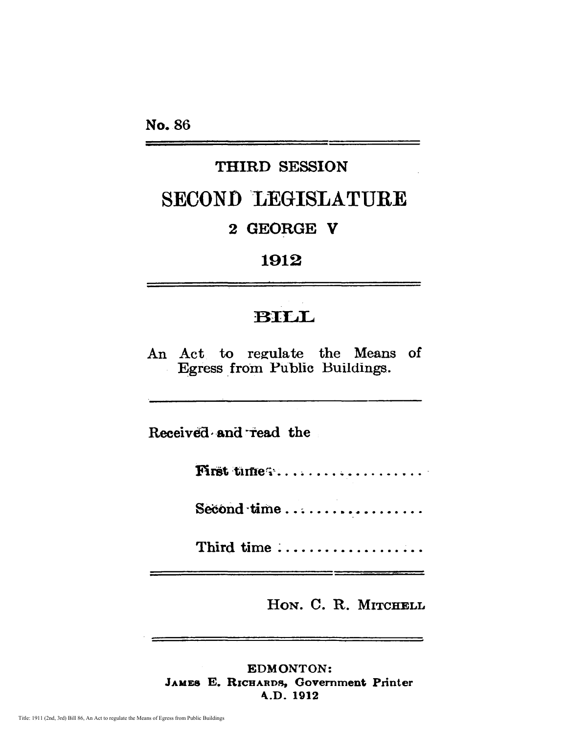No. 86

THIRD SESSION

# SECOND LEGISLATURE

2 GEORGE V

1912

## BILL

An Act to regulate the Means of Egress from Public Buildings.

Received and read the

First time..................

Second time..................

Third time..................

HON. C. R. MITCHELL

EDMONTON:
JAMES E. RICHARDS, Government Printer
A.D. 1912